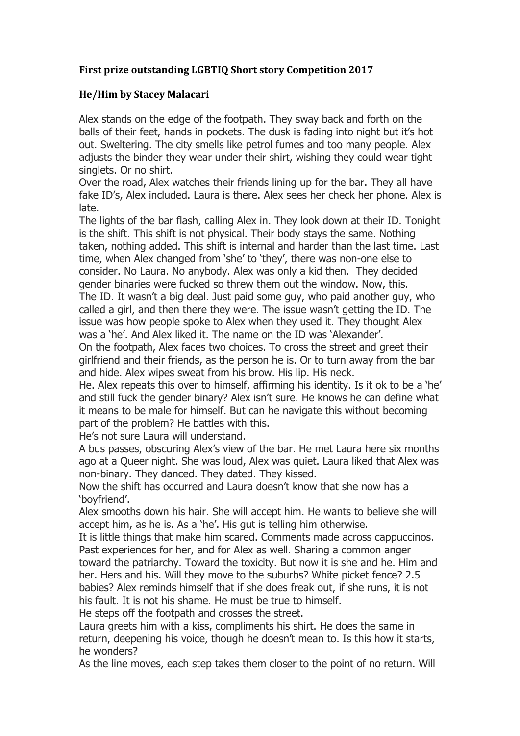**First prize outstanding LGBTIQ Short story Competition 2017**

**He/Him by Stacey Malacari**

Alex stands on the edge of the footpath. They sway back and forth on the balls of their feet, hands in pockets. The dusk is fading into night but it's hot out. Sweltering. The city smells like petrol fumes and too many people. Alex adjusts the binder they wear under their shirt, wishing they could wear tight singlets. Or no shirt.

Over the road, Alex watches their friends lining up for the bar. They all have fake ID's, Alex included. Laura is there. Alex sees her check her phone. Alex is late.

The lights of the bar flash, calling Alex in. They look down at their ID. Tonight is the shift. This shift is not physical. Their body stays the same. Nothing taken, nothing added. This shift is internal and harder than the last time. Last time, when Alex changed from 'she' to 'they', there was non-one else to consider. No Laura. No anybody. Alex was only a kid then. They decided gender binaries were fucked so threw them out the window. Now, this.

The ID. It wasn't a big deal. Just paid some guy, who paid another guy, who called a girl, and then there they were. The issue wasn't getting the ID. The issue was how people spoke to Alex when they used it. They thought Alex was a 'he'. And Alex liked it. The name on the ID was 'Alexander'.

On the footpath, Alex faces two choices. To cross the street and greet their girlfriend and their friends, as the person he is. Or to turn away from the bar and hide. Alex wipes sweat from his brow. His lip. His neck.

He. Alex repeats this over to himself, affirming his identity. Is it ok to be a 'he' and still fuck the gender binary? Alex isn't sure. He knows he can define what it means to be male for himself. But can he navigate this without becoming part of the problem? He battles with this.

He's not sure Laura will understand.

A bus passes, obscuring Alex's view of the bar. He met Laura here six months ago at a Queer night. She was loud, Alex was quiet. Laura liked that Alex was non-binary. They danced. They dated. They kissed.

Now the shift has occurred and Laura doesn't know that she now has a 'boyfriend'.

Alex smooths down his hair. She will accept him. He wants to believe she will accept him, as he is. As a 'he'. His gut is telling him otherwise.

It is little things that make him scared. Comments made across cappuccinos. Past experiences for her, and for Alex as well. Sharing a common anger toward the patriarchy. Toward the toxicity. But now it is she and he. Him and her. Hers and his. Will they move to the suburbs? White picket fence? 2.5 babies? Alex reminds himself that if she does freak out, if she runs, it is not his fault. It is not his shame. He must be true to himself.

He steps off the footpath and crosses the street.

Laura greets him with a kiss, compliments his shirt. He does the same in return, deepening his voice, though he doesn't mean to. Is this how it starts, he wonders?

As the line moves, each step takes them closer to the point of no return. Will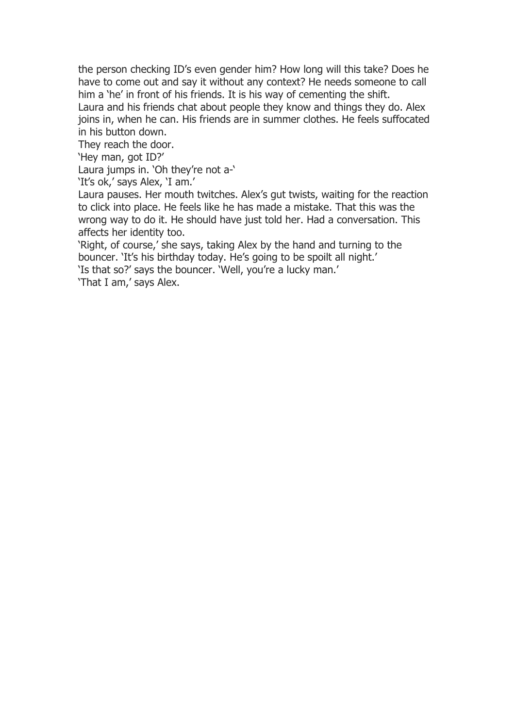the person checking ID's even gender him? How long will this take? Does he have to come out and say it without any context? He needs someone to call him a 'he' in front of his friends. It is his way of cementing the shift.

Laura and his friends chat about people they know and things they do. Alex joins in, when he can. His friends are in summer clothes. He feels suffocated in his button down.

They reach the door.

'Hey man, got ID?'

Laura jumps in. 'Oh they're not a-'

'It's ok,' says Alex, 'I am.'

Laura pauses. Her mouth twitches. Alex's gut twists, waiting for the reaction to click into place. He feels like he has made a mistake. That this was the wrong way to do it. He should have just told her. Had a conversation. This affects her identity too.

'Right, of course,' she says, taking Alex by the hand and turning to the bouncer. 'It's his birthday today. He's going to be spoilt all night.'

'Is that so?' says the bouncer. 'Well, you're a lucky man.'

'That I am,' says Alex.